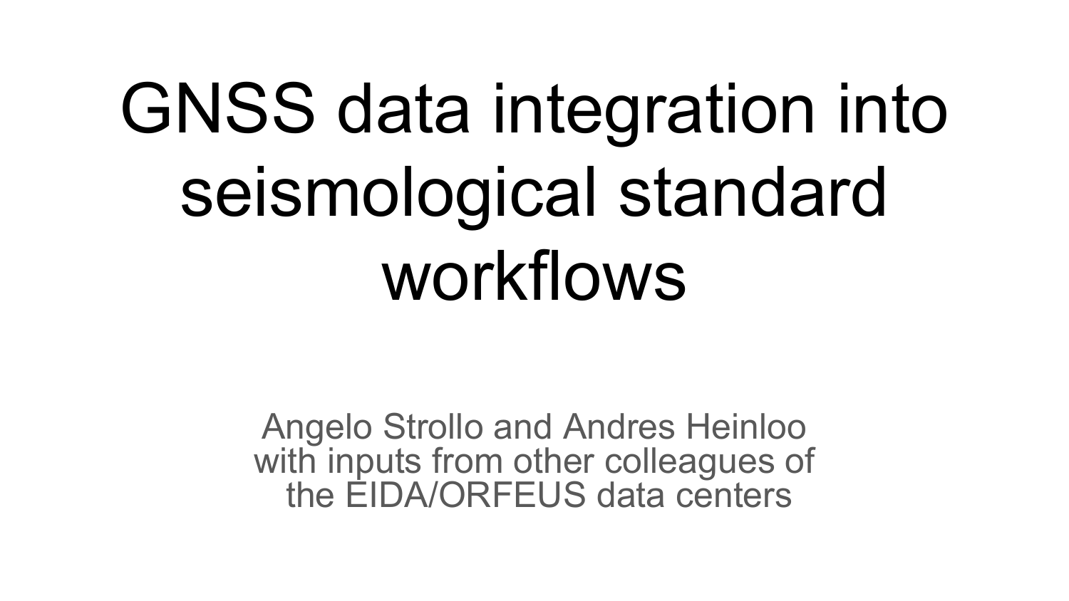# GNSS data integration into seismological standard workflows

Angelo Strollo and Andres Heinloo
with inputs from other colleagues of
the EIDA/ORFEUS data centers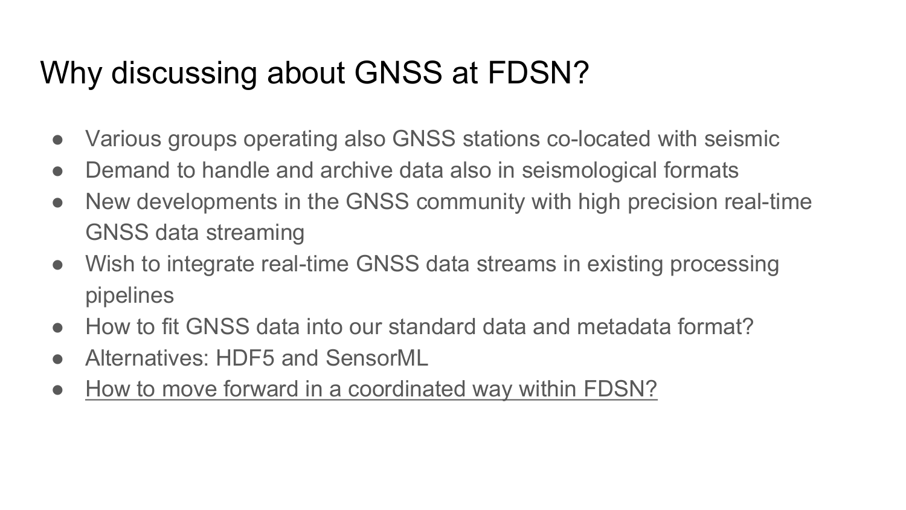# Why discussing about GNSS at FDSN?

- Various groups operating also GNSS stations co-located with seismic
- Demand to handle and archive data also in seismological formats
- New developments in the GNSS community with high precision real-time GNSS data streaming
- Wish to integrate real-time GNSS data streams in existing processing pipelines
- How to fit GNSS data into our standard data and metadata format?
- Alternatives: HDF5 and SensorML
- How to move forward in a coordinated way within FDSN?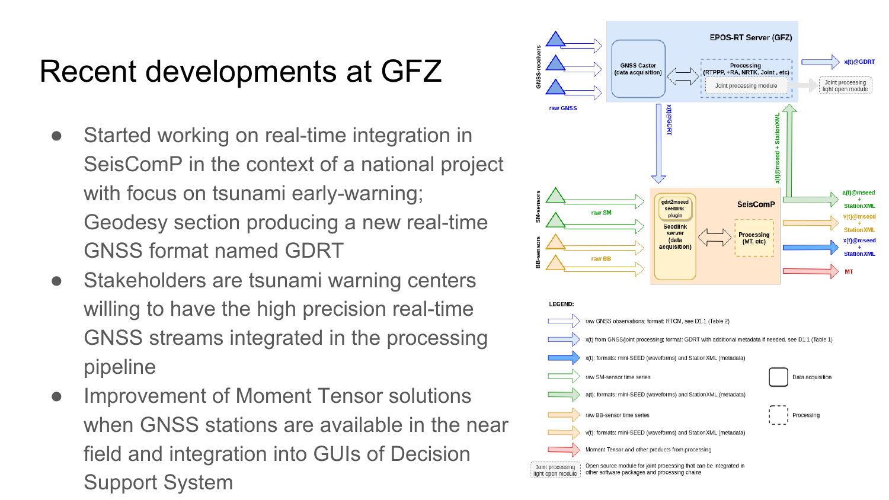# Recent developments at GFZ

- Started working on real-time integration in SeisComP in the context of a national project with focus on tsunami early-warning; Geodesy section producing a new real-time GNSS format named GDRT
- Stakeholders are tsunami warning centers willing to have the high precision real-time GNSS streams integrated in the processing pipeline
- Improvement of Moment Tensor solutions when GNSS stations are available in the near field and integration into GUIs of Decision Support System

GNSS-receivers

raw GNSS

EPOS-RT Server (GFZ)

GNSS Caster (data acquisition)

Processing (RTPPP, +RA, NRTK, Joint, etc)

Joint processing module

x(t)@GDRT

Joint processing light open module

x(t)@GDRT

a(t)@mseed + StationXML

SM-sensors

raw SM

BB-sensors

raw BB

gdrt2mseed seedlink plugin

Seedlink server (data acquisition)

SeisComP

Processing (MT, etc)

a(t)@mseed + StationXML

v(t)@mseed + StationXML

x(t)@mseed + StationXML

MT

LEGEND:

- raw GNSS observations; format: RTCM, see D1.1 (Table 2)
- x(t) from GNSS/joint processing; format: GDRT with additional metadata if needed, see D1.1 (Table 1)
- x(t); formats: mini-SEED (waveforms) and StationXML (metadata)
- raw SM-sensor time series
- a(t); formats: mini-SEED (waveforms) and StationXML (metadata)
- raw BB-sensor time series
- v(t); formats: mini-SEED (waveforms) and StationXML (metadata)
- Moment Tensor and other products from processing
- Joint processing light open module: Open source module for joint processing that can be integrated in other software packages and processing chains
- Data acquisition
- Processing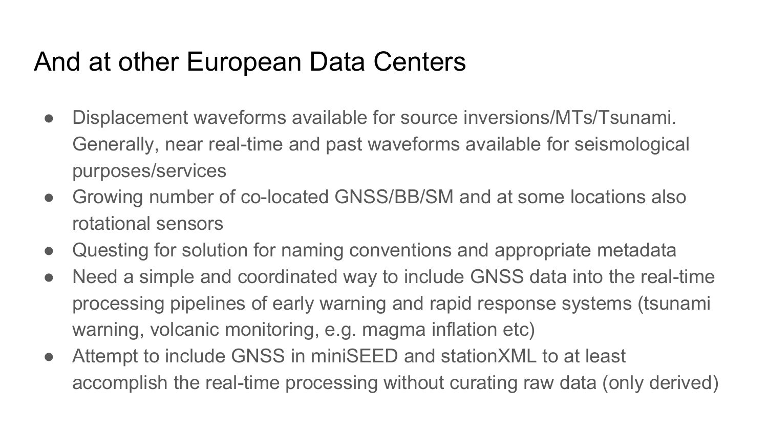# And at other European Data Centers

- Displacement waveforms available for source inversions/MTs/Tsunami. Generally, near real-time and past waveforms available for seismological purposes/services
- Growing number of co-located GNSS/BB/SM and at some locations also rotational sensors
- Questing for solution for naming conventions and appropriate metadata
- Need a simple and coordinated way to include GNSS data into the real-time processing pipelines of early warning and rapid response systems (tsunami warning, volcanic monitoring, e.g. magma inflation etc)
- Attempt to include GNSS in miniSEED and stationXML to at least accomplish the real-time processing without curating raw data (only derived)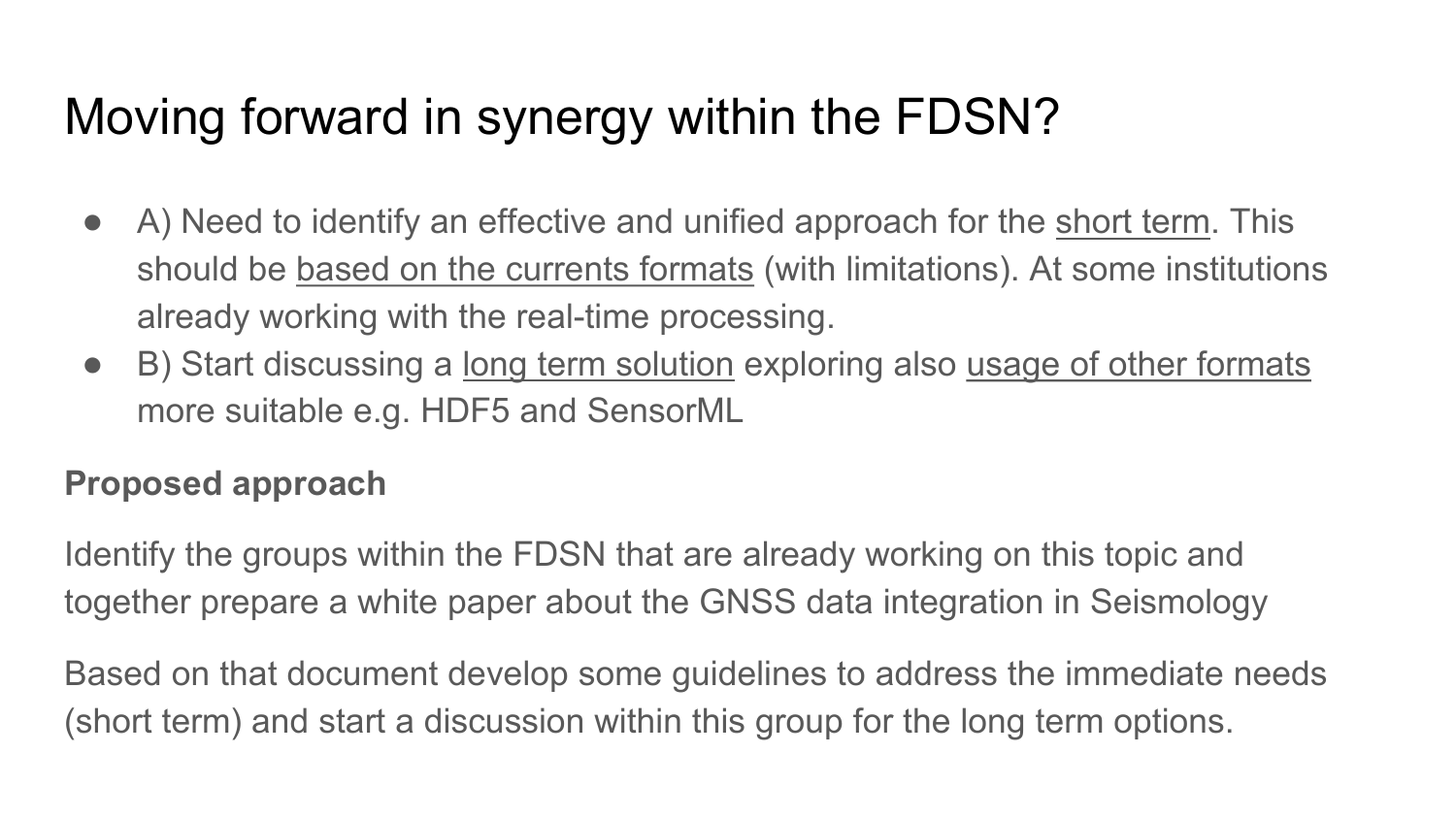# Moving forward in synergy within the FDSN?

- A) Need to identify an effective and unified approach for the short term. This should be based on the currents formats (with limitations). At some institutions already working with the real-time processing.
- B) Start discussing a long term solution exploring also usage of other formats more suitable e.g. HDF5 and SensorML

**Proposed approach**

Identify the groups within the FDSN that are already working on this topic and together prepare a white paper about the GNSS data integration in Seismology

Based on that document develop some guidelines to address the immediate needs (short term) and start a discussion within this group for the long term options.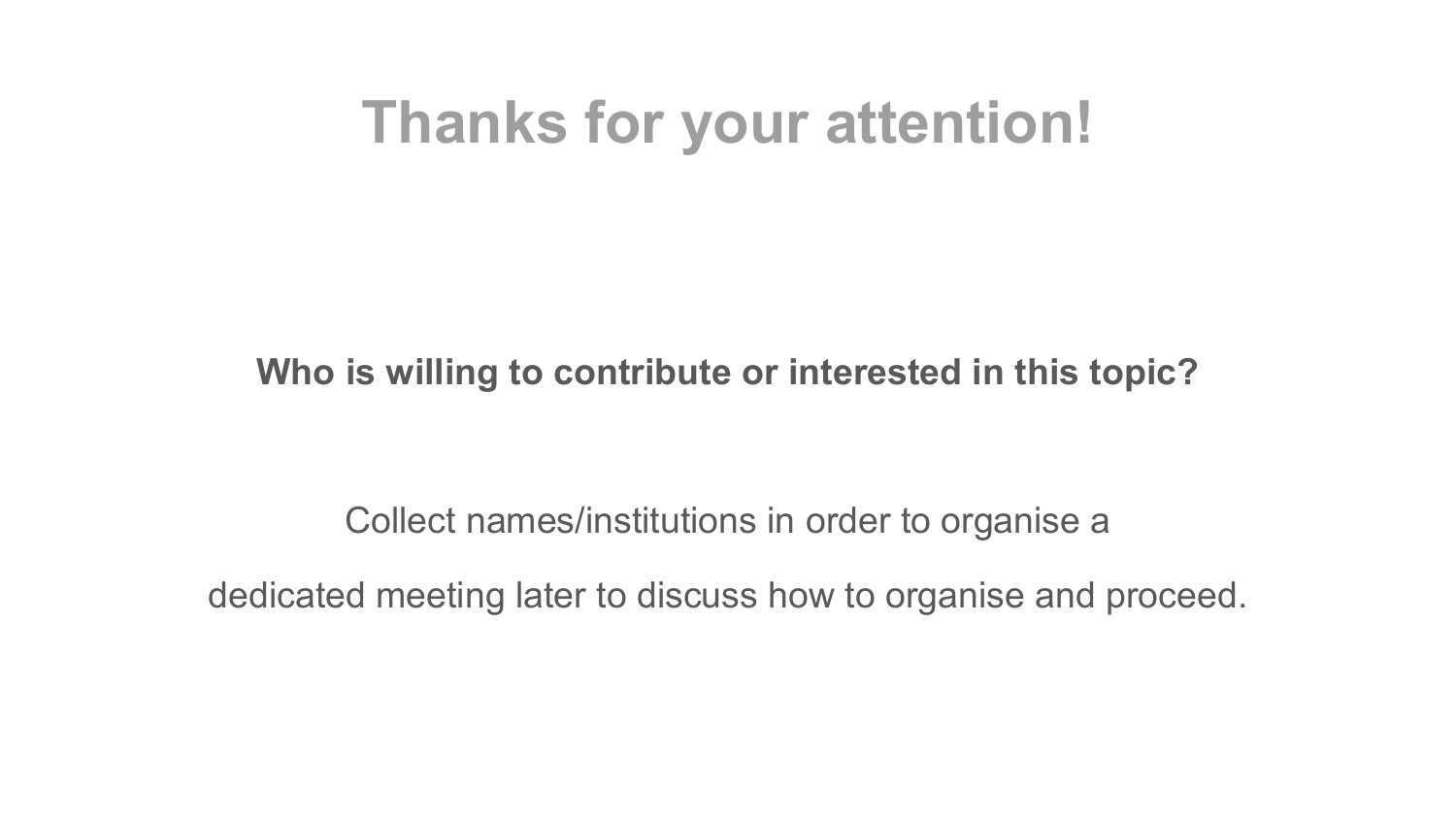# Thanks for your attention!

**Who is willing to contribute or interested in this topic?**

Collect names/institutions in order to organise a

dedicated meeting later to discuss how to organise and proceed.